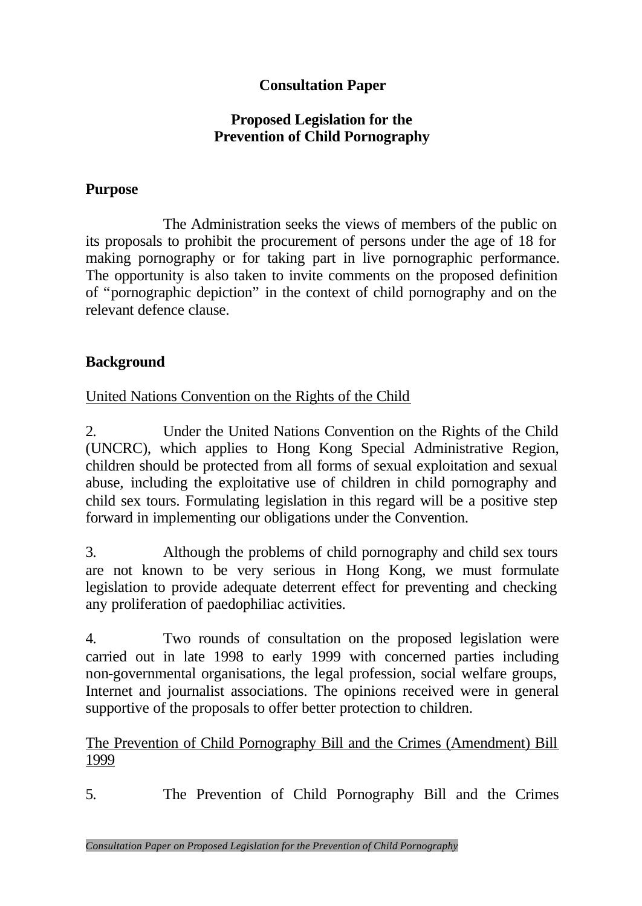# Consultation Paper

## Proposed Legislation for the Prevention of Child Pornography

### Purpose

The Administration seeks the views of members of the public on its proposals to prohibit the procurement of persons under the age of 18 for making pornography or for taking part in live pornographic performance. The opportunity is also taken to invite comments on the proposed definition of "pornographic depiction" in the context of child pornography and on the relevant defence clause.

### Background

United Nations Convention on the Rights of the Child

2. Under the United Nations Convention on the Rights of the Child (UNCRC), which applies to Hong Kong Special Administrative Region, children should be protected from all forms of sexual exploitation and sexual abuse, including the exploitative use of children in child pornography and child sex tours. Formulating legislation in this regard will be a positive step forward in implementing our obligations under the Convention.

3. Although the problems of child pornography and child sex tours are not known to be very serious in Hong Kong, we must formulate legislation to provide adequate deterrent effect for preventing and checking any proliferation of paedophiliac activities.

4. Two rounds of consultation on the proposed legislation were carried out in late 1998 to early 1999 with concerned parties including non-governmental organisations, the legal profession, social welfare groups, Internet and journalist associations. The opinions received were in general supportive of the proposals to offer better protection to children.

The Prevention of Child Pornography Bill and the Crimes (Amendment) Bill 1999

5. The Prevention of Child Pornography Bill and the Crimes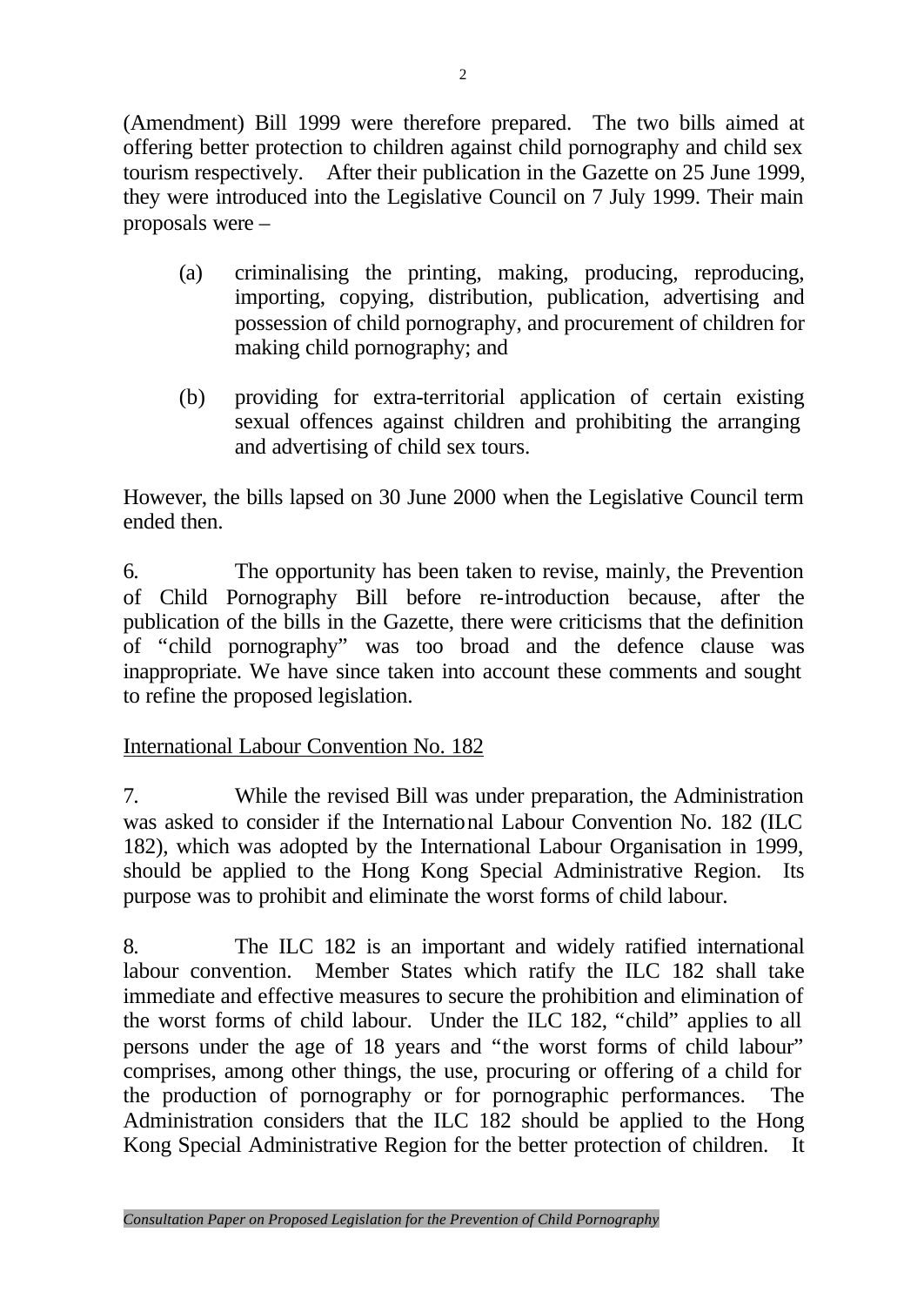(Amendment) Bill 1999 were therefore prepared. The two bills aimed at offering better protection to children against child pornography and child sex tourism respectively. After their publication in the Gazette on 25 June 1999, they were introduced into the Legislative Council on 7 July 1999. Their main proposals were –

(a) criminalising the printing, making, producing, reproducing, importing, copying, distribution, publication, advertising and possession of child pornography, and procurement of children for making child pornography; and

(b) providing for extra-territorial application of certain existing sexual offences against children and prohibiting the arranging and advertising of child sex tours.

However, the bills lapsed on 30 June 2000 when the Legislative Council term ended then.

6. The opportunity has been taken to revise, mainly, the Prevention of Child Pornography Bill before re-introduction because, after the publication of the bills in the Gazette, there were criticisms that the definition of "child pornography" was too broad and the defence clause was inappropriate. We have since taken into account these comments and sought to refine the proposed legislation.

## International Labour Convention No. 182

7. While the revised Bill was under preparation, the Administration was asked to consider if the International Labour Convention No. 182 (ILC 182), which was adopted by the International Labour Organisation in 1999, should be applied to the Hong Kong Special Administrative Region. Its purpose was to prohibit and eliminate the worst forms of child labour.

8. The ILC 182 is an important and widely ratified international labour convention. Member States which ratify the ILC 182 shall take immediate and effective measures to secure the prohibition and elimination of the worst forms of child labour. Under the ILC 182, "child" applies to all persons under the age of 18 years and "the worst forms of child labour" comprises, among other things, the use, procuring or offering of a child for the production of pornography or for pornographic performances. The Administration considers that the ILC 182 should be applied to the Hong Kong Special Administrative Region for the better protection of children. It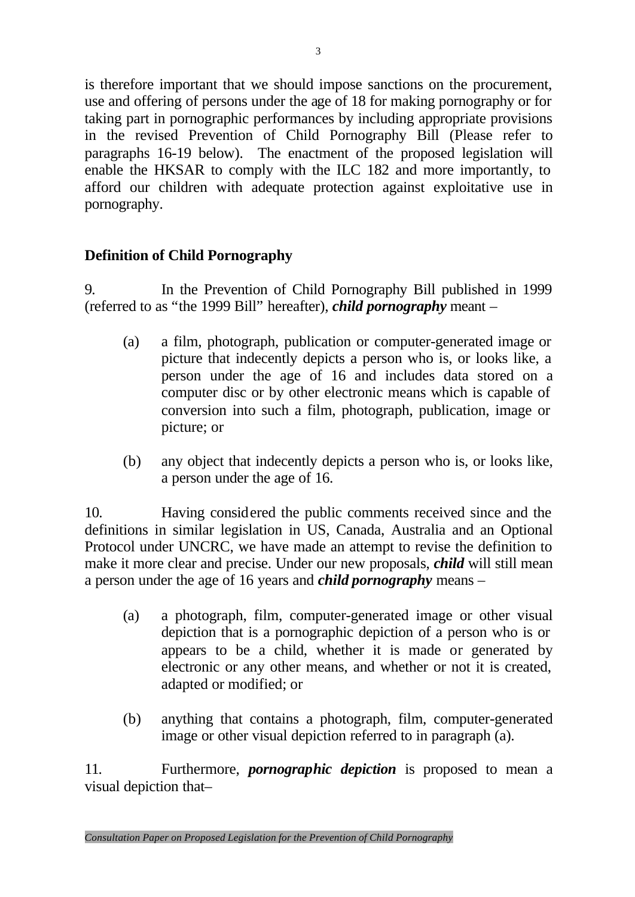is therefore important that we should impose sanctions on the procurement, use and offering of persons under the age of 18 for making pornography or for taking part in pornographic performances by including appropriate provisions in the revised Prevention of Child Pornography Bill (Please refer to paragraphs 16-19 below). The enactment of the proposed legislation will enable the HKSAR to comply with the ILC 182 and more importantly, to afford our children with adequate protection against exploitative use in pornography.

## Definition of Child Pornography

9. In the Prevention of Child Pornography Bill published in 1999 (referred to as "the 1999 Bill" hereafter), ***child pornography*** meant –

(a) a film, photograph, publication or computer-generated image or picture that indecently depicts a person who is, or looks like, a person under the age of 16 and includes data stored on a computer disc or by other electronic means which is capable of conversion into such a film, photograph, publication, image or picture; or

(b) any object that indecently depicts a person who is, or looks like, a person under the age of 16.

10. Having considered the public comments received since and the definitions in similar legislation in US, Canada, Australia and an Optional Protocol under UNCRC, we have made an attempt to revise the definition to make it more clear and precise. Under our new proposals, ***child*** will still mean a person under the age of 16 years and ***child pornography*** means –

(a) a photograph, film, computer-generated image or other visual depiction that is a pornographic depiction of a person who is or appears to be a child, whether it is made or generated by electronic or any other means, and whether or not it is created, adapted or modified; or

(b) anything that contains a photograph, film, computer-generated image or other visual depiction referred to in paragraph (a).

11. Furthermore, ***pornographic depiction*** is proposed to mean a visual depiction that–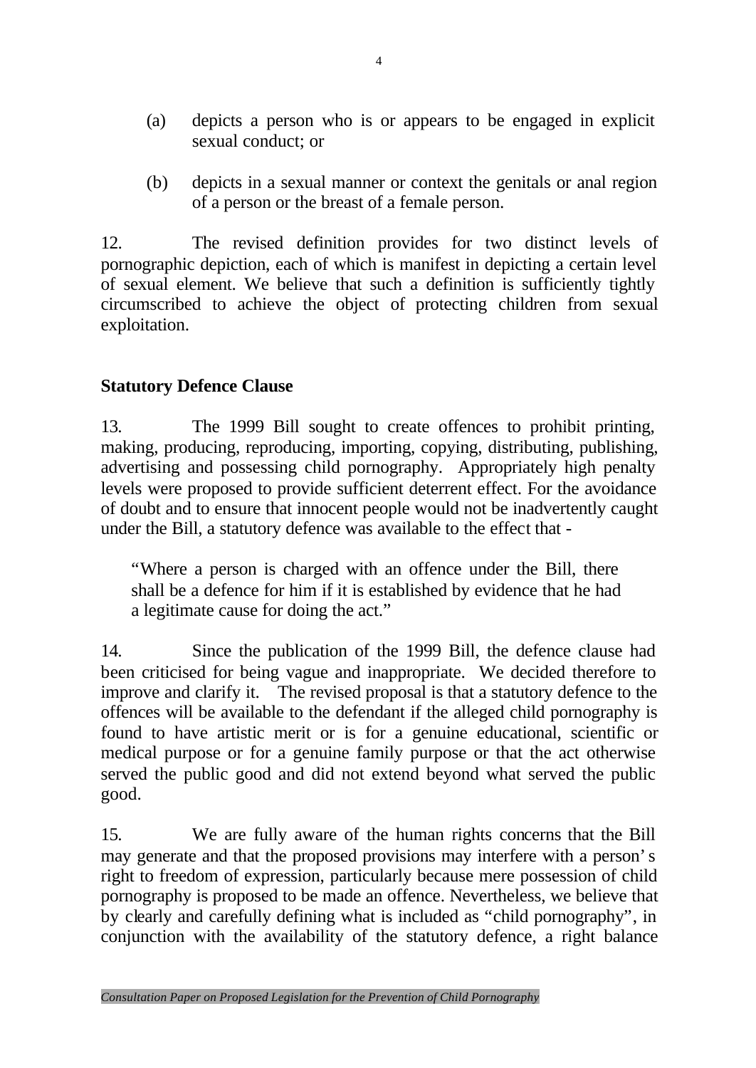(a) depicts a person who is or appears to be engaged in explicit sexual conduct; or

(b) depicts in a sexual manner or context the genitals or anal region of a person or the breast of a female person.

12. The revised definition provides for two distinct levels of pornographic depiction, each of which is manifest in depicting a certain level of sexual element. We believe that such a definition is sufficiently tightly circumscribed to achieve the object of protecting children from sexual exploitation.

## Statutory Defence Clause

13. The 1999 Bill sought to create offences to prohibit printing, making, producing, reproducing, importing, copying, distributing, publishing, advertising and possessing child pornography. Appropriately high penalty levels were proposed to provide sufficient deterrent effect. For the avoidance of doubt and to ensure that innocent people would not be inadvertently caught under the Bill, a statutory defence was available to the effect that -

> "Where a person is charged with an offence under the Bill, there shall be a defence for him if it is established by evidence that he had a legitimate cause for doing the act."

14. Since the publication of the 1999 Bill, the defence clause had been criticised for being vague and inappropriate. We decided therefore to improve and clarify it. The revised proposal is that a statutory defence to the offences will be available to the defendant if the alleged child pornography is found to have artistic merit or is for a genuine educational, scientific or medical purpose or for a genuine family purpose or that the act otherwise served the public good and did not extend beyond what served the public good.

15. We are fully aware of the human rights concerns that the Bill may generate and that the proposed provisions may interfere with a person's right to freedom of expression, particularly because mere possession of child pornography is proposed to be made an offence. Nevertheless, we believe that by clearly and carefully defining what is included as "child pornography", in conjunction with the availability of the statutory defence, a right balance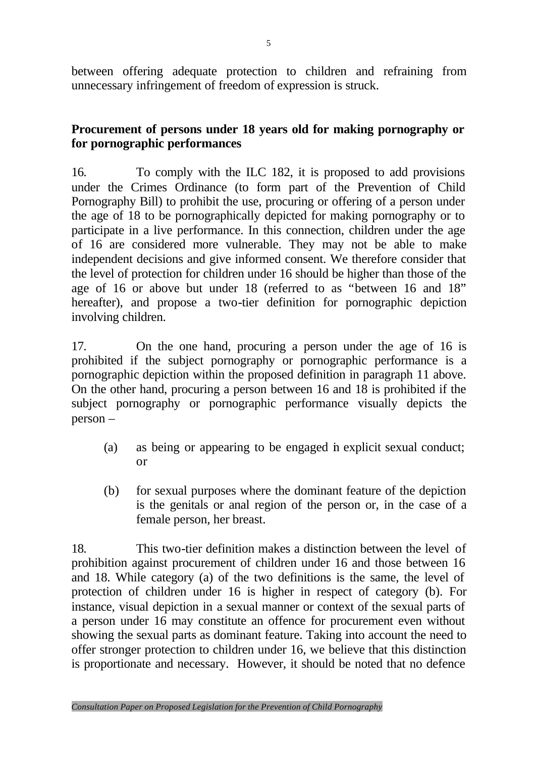between offering adequate protection to children and refraining from unnecessary infringement of freedom of expression is struck.

**Procurement of persons under 18 years old for making pornography or for pornographic performances**

16. To comply with the ILC 182, it is proposed to add provisions under the Crimes Ordinance (to form part of the Prevention of Child Pornography Bill) to prohibit the use, procuring or offering of a person under the age of 18 to be pornographically depicted for making pornography or to participate in a live performance. In this connection, children under the age of 16 are considered more vulnerable. They may not be able to make independent decisions and give informed consent. We therefore consider that the level of protection for children under 16 should be higher than those of the age of 16 or above but under 18 (referred to as "between 16 and 18" hereafter), and propose a two-tier definition for pornographic depiction involving children.

17. On the one hand, procuring a person under the age of 16 is prohibited if the subject pornography or pornographic performance is a pornographic depiction within the proposed definition in paragraph 11 above. On the other hand, procuring a person between 16 and 18 is prohibited if the subject pornography or pornographic performance visually depicts the person –

(a) as being or appearing to be engaged in explicit sexual conduct; or

(b) for sexual purposes where the dominant feature of the depiction is the genitals or anal region of the person or, in the case of a female person, her breast.

18. This two-tier definition makes a distinction between the level of prohibition against procurement of children under 16 and those between 16 and 18. While category (a) of the two definitions is the same, the level of protection of children under 16 is higher in respect of category (b). For instance, visual depiction in a sexual manner or context of the sexual parts of a person under 16 may constitute an offence for procurement even without showing the sexual parts as dominant feature. Taking into account the need to offer stronger protection to children under 16, we believe that this distinction is proportionate and necessary. However, it should be noted that no defence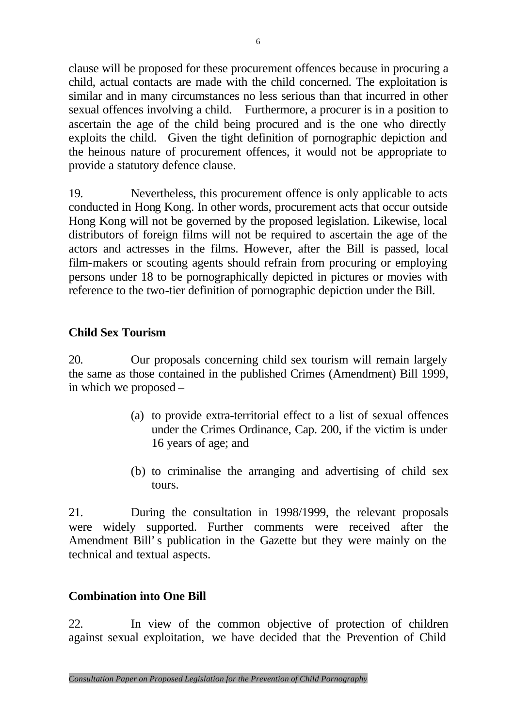clause will be proposed for these procurement offences because in procuring a child, actual contacts are made with the child concerned. The exploitation is similar and in many circumstances no less serious than that incurred in other sexual offences involving a child. Furthermore, a procurer is in a position to ascertain the age of the child being procured and is the one who directly exploits the child. Given the tight definition of pornographic depiction and the heinous nature of procurement offences, it would not be appropriate to provide a statutory defence clause.

19. Nevertheless, this procurement offence is only applicable to acts conducted in Hong Kong. In other words, procurement acts that occur outside Hong Kong will not be governed by the proposed legislation. Likewise, local distributors of foreign films will not be required to ascertain the age of the actors and actresses in the films. However, after the Bill is passed, local film-makers or scouting agents should refrain from procuring or employing persons under 18 to be pornographically depicted in pictures or movies with reference to the two-tier definition of pornographic depiction under the Bill.

## Child Sex Tourism

20. Our proposals concerning child sex tourism will remain largely the same as those contained in the published Crimes (Amendment) Bill 1999, in which we proposed –

(a) to provide extra-territorial effect to a list of sexual offences under the Crimes Ordinance, Cap. 200, if the victim is under 16 years of age; and

(b) to criminalise the arranging and advertising of child sex tours.

21. During the consultation in 1998/1999, the relevant proposals were widely supported. Further comments were received after the Amendment Bill's publication in the Gazette but they were mainly on the technical and textual aspects.

## Combination into One Bill

22. In view of the common objective of protection of children against sexual exploitation, we have decided that the Prevention of Child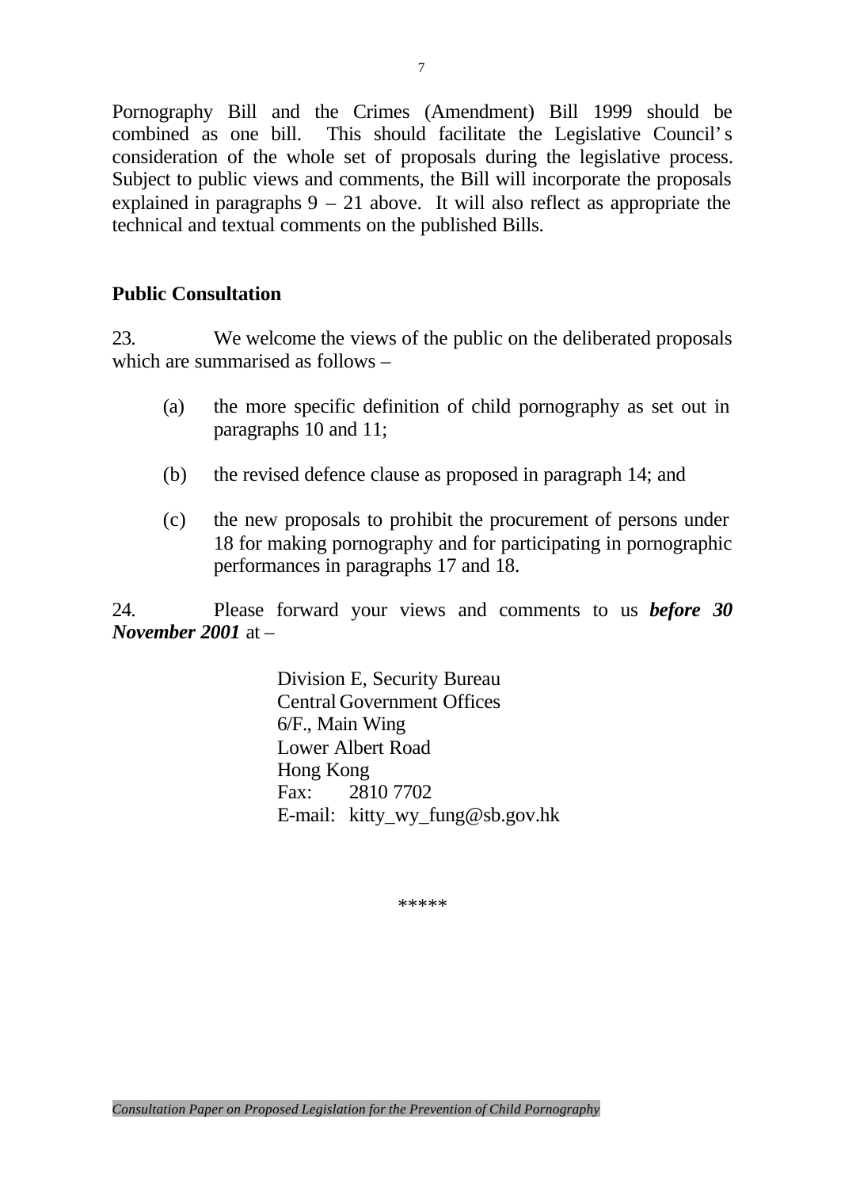Pornography Bill and the Crimes (Amendment) Bill 1999 should be combined as one bill. This should facilitate the Legislative Council's consideration of the whole set of proposals during the legislative process. Subject to public views and comments, the Bill will incorporate the proposals explained in paragraphs 9 – 21 above. It will also reflect as appropriate the technical and textual comments on the published Bills.

## Public Consultation

23. We welcome the views of the public on the deliberated proposals which are summarised as follows –

(a) the more specific definition of child pornography as set out in paragraphs 10 and 11;

(b) the revised defence clause as proposed in paragraph 14; and

(c) the new proposals to prohibit the procurement of persons under 18 for making pornography and for participating in pornographic performances in paragraphs 17 and 18.

24. Please forward your views and comments to us ***before 30 November 2001*** at –

Division E, Security Bureau
Central Government Offices
6/F., Main Wing
Lower Albert Road
Hong Kong
Fax: 2810 7702
E-mail: kitty_wy_fung@sb.gov.hk

*****